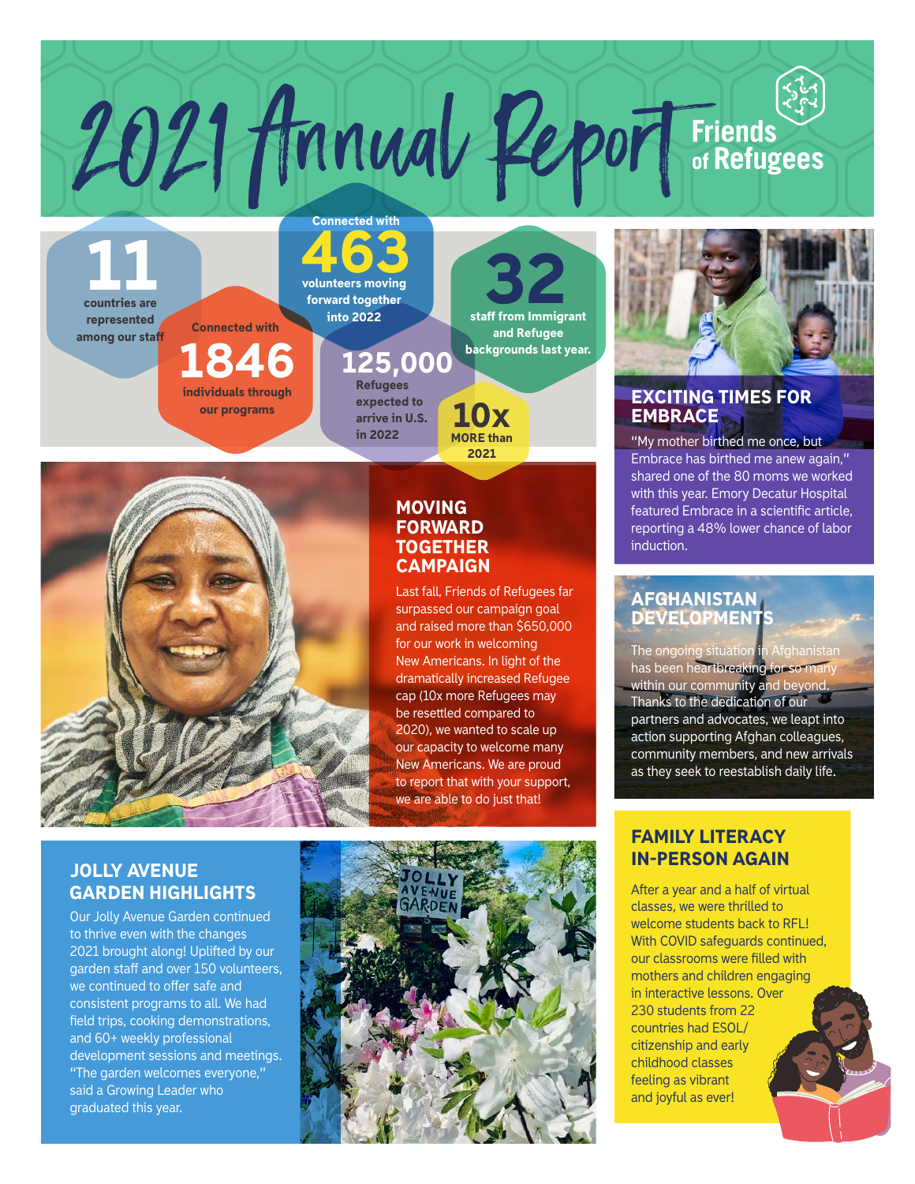# 2021 Annual Report

Friends of Refugees

**11** countries are represented among our staff

Connected with **1846** individuals through our programs

Connected with **463** volunteers moving forward together into 2022

**125,000** Refugees expected to arrive in U.S. in 2022

**10x** MORE than 2021

**32** staff from Immigrant and Refugee backgrounds last year.

## MOVING FORWARD TOGETHER CAMPAIGN

Last fall, Friends of Refugees far surpassed our campaign goal and raised more than $650,000 for our work in welcoming New Americans. In light of the dramatically increased Refugee cap (10x more Refugees may be resettled compared to 2020), we wanted to scale up our capacity to welcome many New Americans. We are proud to report that with your support, we are able to do just that!

## EXCITING TIMES FOR EMBRACE

"My mother birthed me once, but Embrace has birthed me anew again," shared one of the 80 moms we worked with this year. Emory Decatur Hospital featured Embrace in a scientific article, reporting a 48% lower chance of labor induction.

## AFGHANISTAN DEVELOPMENTS

The ongoing situation in Afghanistan has been heartbreaking for so many within our community and beyond. Thanks to the dedication of our partners and advocates, we leapt into action supporting Afghan colleagues, community members, and new arrivals as they seek to reestablish daily life.

## JOLLY AVENUE GARDEN HIGHLIGHTS

Our Jolly Avenue Garden continued to thrive even with the changes 2021 brought along! Uplifted by our garden staff and over 150 volunteers, we continued to offer safe and consistent programs to all. We had field trips, cooking demonstrations, and 60+ weekly professional development sessions and meetings. "The garden welcomes everyone," said a Growing Leader who graduated this year.

## FAMILY LITERACY IN-PERSON AGAIN

After a year and a half of virtual classes, we were thrilled to welcome students back to RFL! With COVID safeguards continued, our classrooms were filled with mothers and children engaging in interactive lessons. Over 230 students from 22 countries had ESOL/ citizenship and early childhood classes feeling as vibrant and joyful as ever!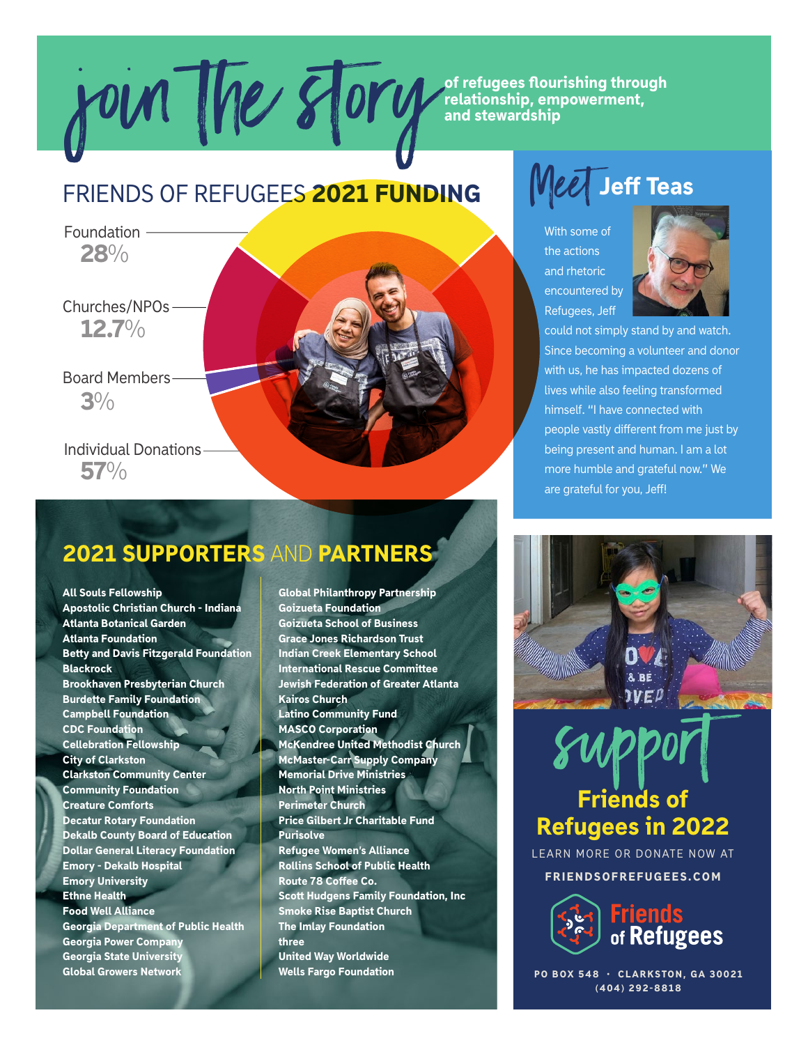# join the story

of refugees flourishing through relationship, empowerment, and stewardship

## FRIENDS OF REFUGEES **2021 FUNDING**

Foundation
**28**%

Churches/NPOs
**12.7**%

Board Members
**3**%

Individual Donations
**57**%

## Meet **Jeff Teas**

With some of the actions and rhetoric encountered by Refugees, Jeff could not simply stand by and watch. Since becoming a volunteer and donor with us, he has impacted dozens of lives while also feeling transformed himself. "I have connected with people vastly different from me just by being present and human. I am a lot more humble and grateful now." We are grateful for you, Jeff!

## 2021 SUPPORTERS AND PARTNERS

**All Souls Fellowship**
**Apostolic Christian Church - Indiana**
**Atlanta Botanical Garden**
**Atlanta Foundation**
**Betty and Davis Fitzgerald Foundation**
**Blackrock**
**Brookhaven Presbyterian Church**
**Burdette Family Foundation**
**Campbell Foundation**
**CDC Foundation**
**Cellebration Fellowship**
**City of Clarkston**
**Clarkston Community Center**
**Community Foundation**
**Creature Comforts**
**Decatur Rotary Foundation**
**Dekalb County Board of Education**
**Dollar General Literacy Foundation**
**Emory - Dekalb Hospital**
**Emory University**
**Ethne Health**
**Food Well Alliance**
**Georgia Department of Public Health**
**Georgia Power Company**
**Georgia State University**
**Global Growers Network**
**Global Philanthropy Partnership**
**Goizueta Foundation**
**Goizueta School of Business**
**Grace Jones Richardson Trust**
**Indian Creek Elementary School**
**International Rescue Committee**
**Jewish Federation of Greater Atlanta**
**Kairos Church**
**Latino Community Fund**
**MASCO Corporation**
**McKendree United Methodist Church**
**McMaster-Carr Supply Company**
**Memorial Drive Ministries**
**North Point Ministries**
**Perimeter Church**
**Price Gilbert Jr Charitable Fund**
**Purisolve**
**Refugee Women's Alliance**
**Rollins School of Public Health**
**Route 78 Coffee Co.**
**Scott Hudgens Family Foundation, Inc**
**Smoke Rise Baptist Church**
**The Imlay Foundation**
**three**
**United Way Worldwide**
**Wells Fargo Foundation**

## support
## Friends of Refugees in 2022

LEARN MORE OR DONATE NOW AT

**FRIENDSOFREFUGEES.COM**

Friends of Refugees

**PO BOX 548 · CLARKSTON, GA 30021**
**(404) 292-8818**